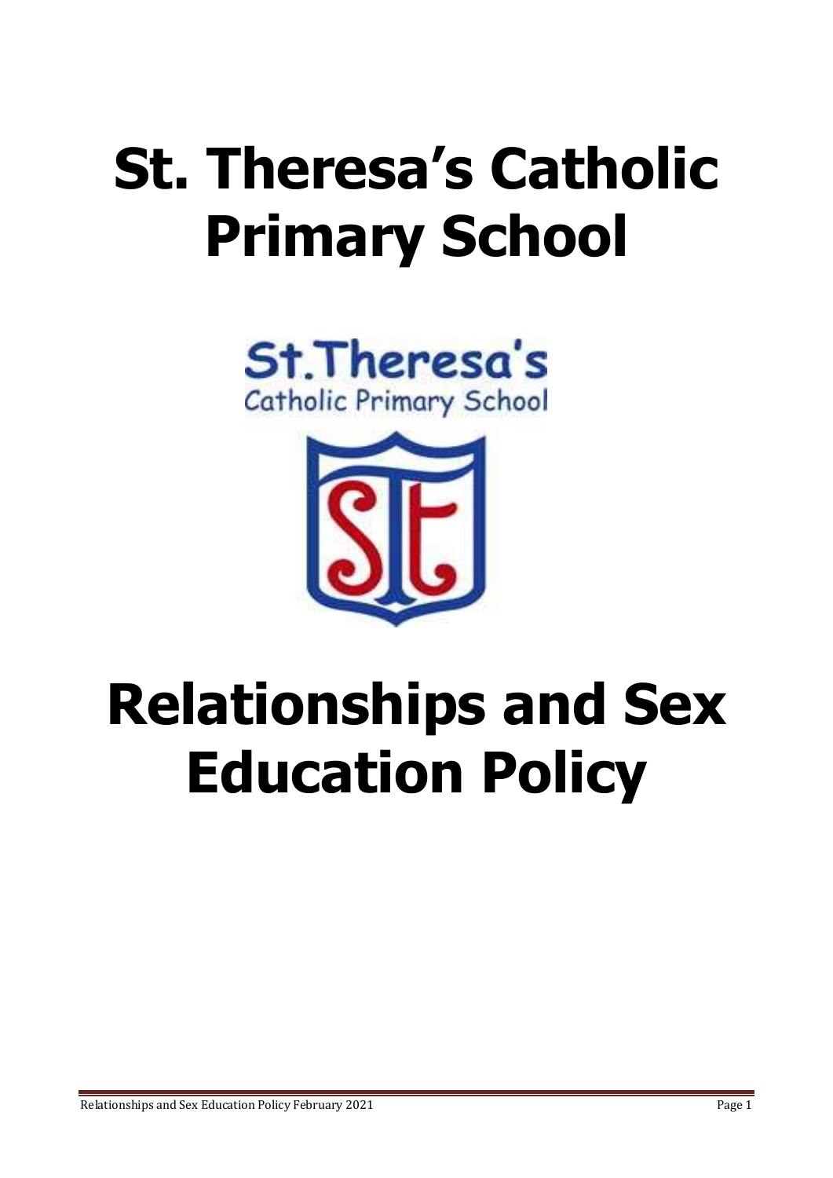# St. Theresa's Catholic Primary School

St.Theresa's
Catholic Primary School

# Relationships and Sex Education Policy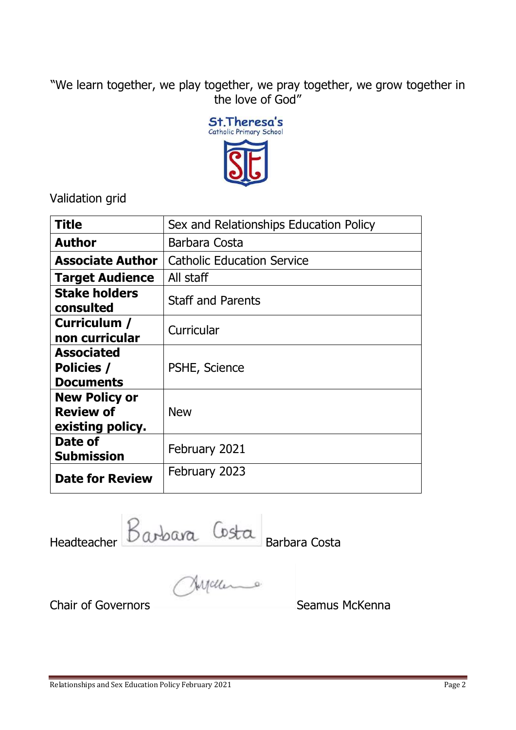"We learn together, we play together, we pray together, we grow together in the love of God"

St.Theresa's
Catholic Primary School

Validation grid

| **Title** | Sex and Relationships Education Policy |
|---|---|
| **Author** | Barbara Costa |
| **Associate Author** | Catholic Education Service |
| **Target Audience** | All staff |
| **Stake holders consulted** | Staff and Parents |
| **Curriculum / non curricular** | Curricular |
| **Associated Policies / Documents** | PSHE, Science |
| **New Policy or Review of existing policy.** | New |
| **Date of Submission** | February 2021 |
| **Date for Review** | February 2023 |

Headteacher Barbara Costa

Chair of Governors Seamus McKenna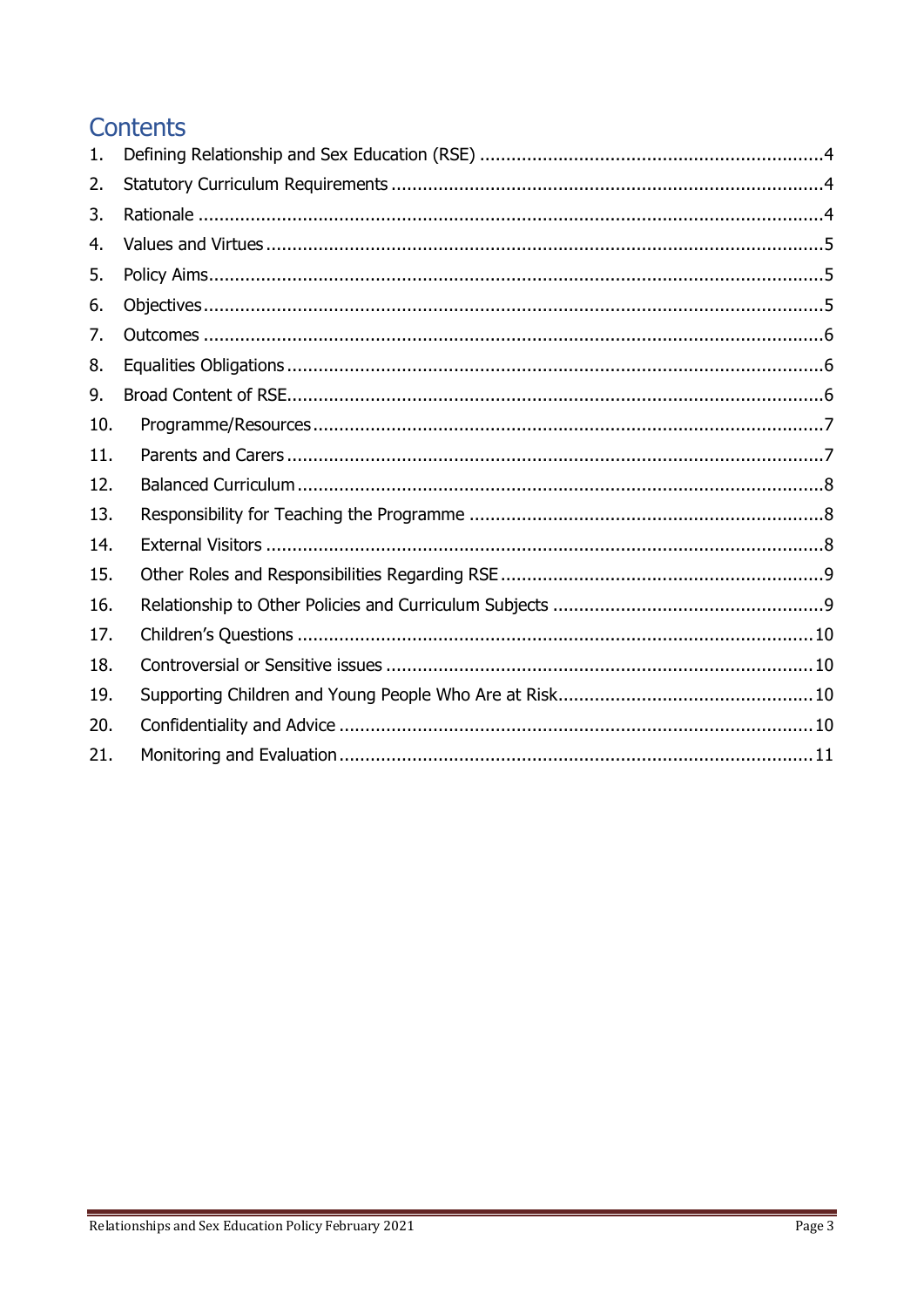# Contents

1. Defining Relationship and Sex Education (RSE) ....................................................................4
2. Statutory Curriculum Requirements ....................................................................4
3. Rationale ....................................................................4
4. Values and Virtues ....................................................................5
5. Policy Aims ....................................................................5
6. Objectives ....................................................................5
7. Outcomes ....................................................................6
8. Equalities Obligations ....................................................................6
9. Broad Content of RSE ....................................................................6
10. Programme/Resources ....................................................................7
11. Parents and Carers ....................................................................7
12. Balanced Curriculum ....................................................................8
13. Responsibility for Teaching the Programme ....................................................................8
14. External Visitors ....................................................................8
15. Other Roles and Responsibilities Regarding RSE ....................................................................9
16. Relationship to Other Policies and Curriculum Subjects ....................................................................9
17. Children's Questions ....................................................................10
18. Controversial or Sensitive issues ....................................................................10
19. Supporting Children and Young People Who Are at Risk ....................................................................10
20. Confidentiality and Advice ....................................................................10
21. Monitoring and Evaluation ....................................................................11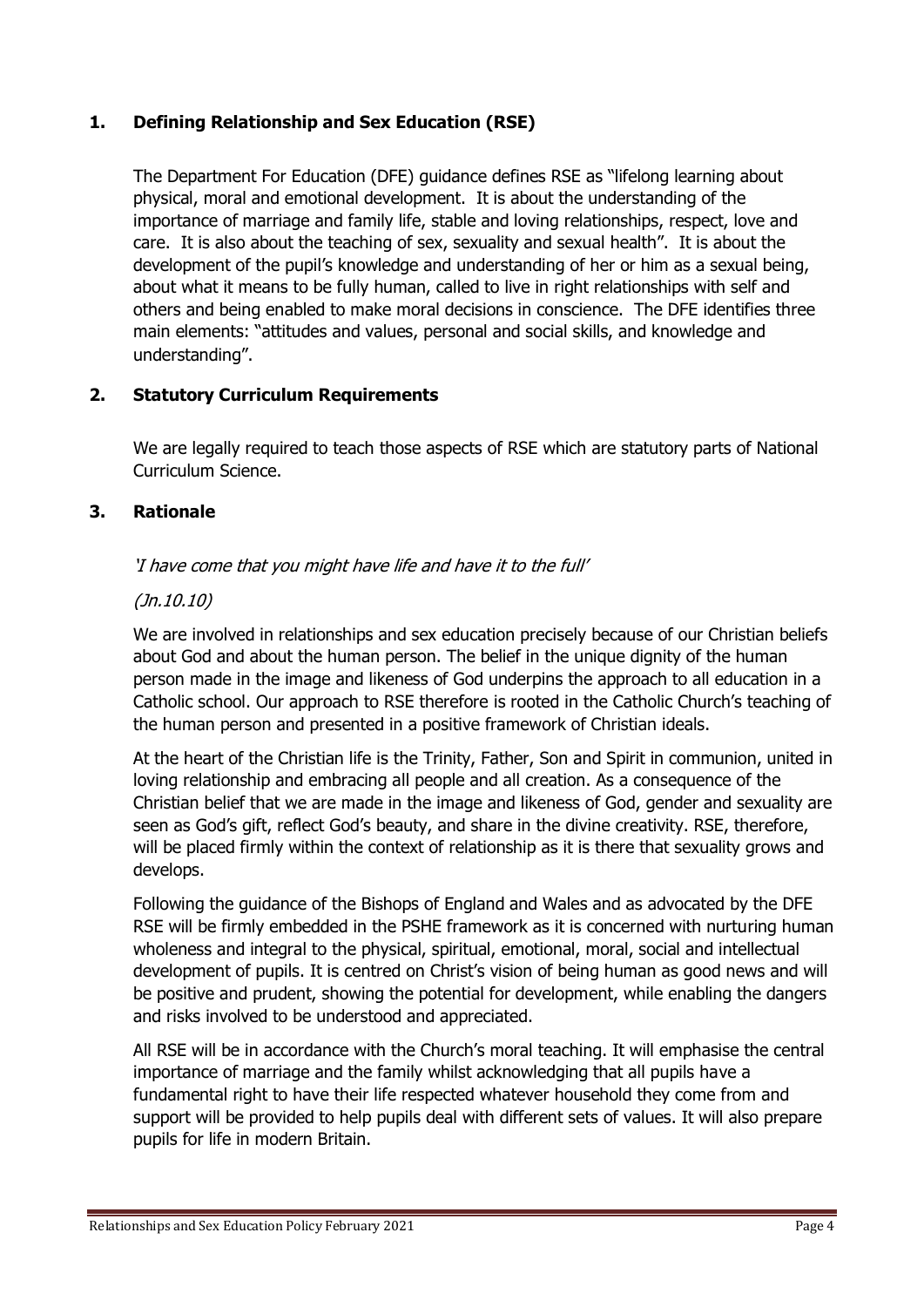## 1. Defining Relationship and Sex Education (RSE)

The Department For Education (DFE) guidance defines RSE as "lifelong learning about physical, moral and emotional development. It is about the understanding of the importance of marriage and family life, stable and loving relationships, respect, love and care. It is also about the teaching of sex, sexuality and sexual health". It is about the development of the pupil's knowledge and understanding of her or him as a sexual being, about what it means to be fully human, called to live in right relationships with self and others and being enabled to make moral decisions in conscience. The DFE identifies three main elements: "attitudes and values, personal and social skills, and knowledge and understanding".

## 2. Statutory Curriculum Requirements

We are legally required to teach those aspects of RSE which are statutory parts of National Curriculum Science.

## 3. Rationale

*'I have come that you might have life and have it to the full'*

*(Jn.10.10)*

We are involved in relationships and sex education precisely because of our Christian beliefs about God and about the human person. The belief in the unique dignity of the human person made in the image and likeness of God underpins the approach to all education in a Catholic school. Our approach to RSE therefore is rooted in the Catholic Church's teaching of the human person and presented in a positive framework of Christian ideals.

At the heart of the Christian life is the Trinity, Father, Son and Spirit in communion, united in loving relationship and embracing all people and all creation. As a consequence of the Christian belief that we are made in the image and likeness of God, gender and sexuality are seen as God's gift, reflect God's beauty, and share in the divine creativity. RSE, therefore, will be placed firmly within the context of relationship as it is there that sexuality grows and develops.

Following the guidance of the Bishops of England and Wales and as advocated by the DFE RSE will be firmly embedded in the PSHE framework as it is concerned with nurturing human wholeness and integral to the physical, spiritual, emotional, moral, social and intellectual development of pupils. It is centred on Christ's vision of being human as good news and will be positive and prudent, showing the potential for development, while enabling the dangers and risks involved to be understood and appreciated.

All RSE will be in accordance with the Church's moral teaching. It will emphasise the central importance of marriage and the family whilst acknowledging that all pupils have a fundamental right to have their life respected whatever household they come from and support will be provided to help pupils deal with different sets of values. It will also prepare pupils for life in modern Britain.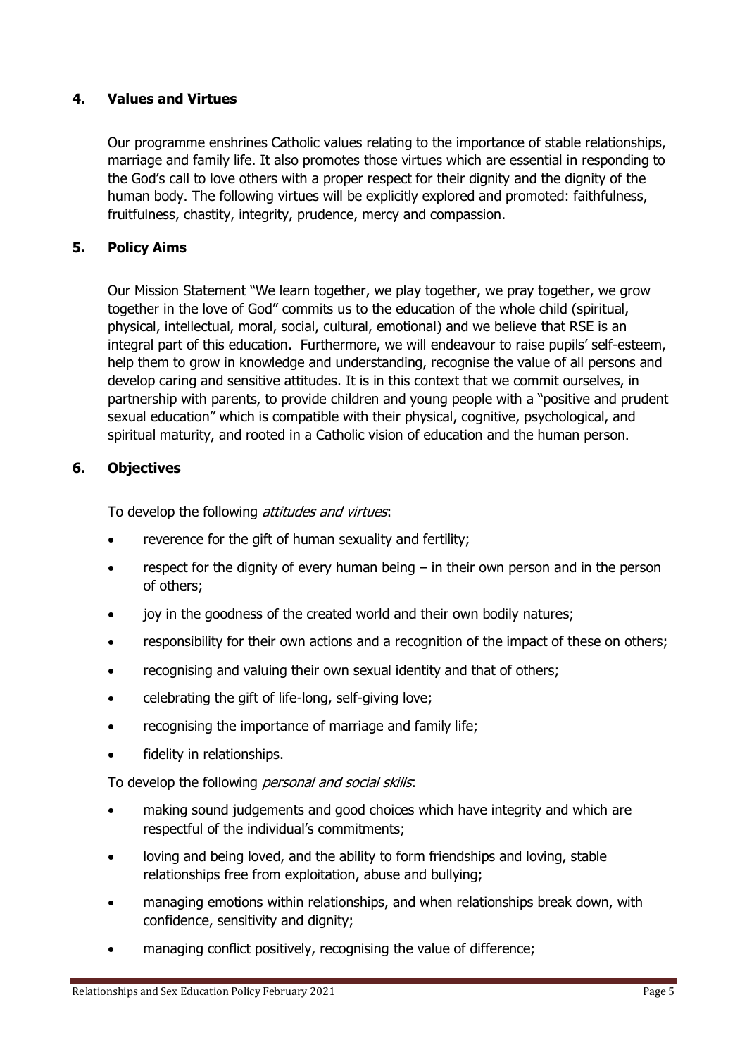## 4. Values and Virtues

Our programme enshrines Catholic values relating to the importance of stable relationships, marriage and family life. It also promotes those virtues which are essential in responding to the God's call to love others with a proper respect for their dignity and the dignity of the human body. The following virtues will be explicitly explored and promoted: faithfulness, fruitfulness, chastity, integrity, prudence, mercy and compassion.

## 5. Policy Aims

Our Mission Statement "We learn together, we play together, we pray together, we grow together in the love of God" commits us to the education of the whole child (spiritual, physical, intellectual, moral, social, cultural, emotional) and we believe that RSE is an integral part of this education. Furthermore, we will endeavour to raise pupils' self-esteem, help them to grow in knowledge and understanding, recognise the value of all persons and develop caring and sensitive attitudes. It is in this context that we commit ourselves, in partnership with parents, to provide children and young people with a "positive and prudent sexual education" which is compatible with their physical, cognitive, psychological, and spiritual maturity, and rooted in a Catholic vision of education and the human person.

## 6. Objectives

To develop the following *attitudes and virtues*:

- reverence for the gift of human sexuality and fertility;
- respect for the dignity of every human being – in their own person and in the person of others;
- joy in the goodness of the created world and their own bodily natures;
- responsibility for their own actions and a recognition of the impact of these on others;
- recognising and valuing their own sexual identity and that of others;
- celebrating the gift of life-long, self-giving love;
- recognising the importance of marriage and family life;
- fidelity in relationships.

To develop the following *personal and social skills*:

- making sound judgements and good choices which have integrity and which are respectful of the individual's commitments;
- loving and being loved, and the ability to form friendships and loving, stable relationships free from exploitation, abuse and bullying;
- managing emotions within relationships, and when relationships break down, with confidence, sensitivity and dignity;
- managing conflict positively, recognising the value of difference;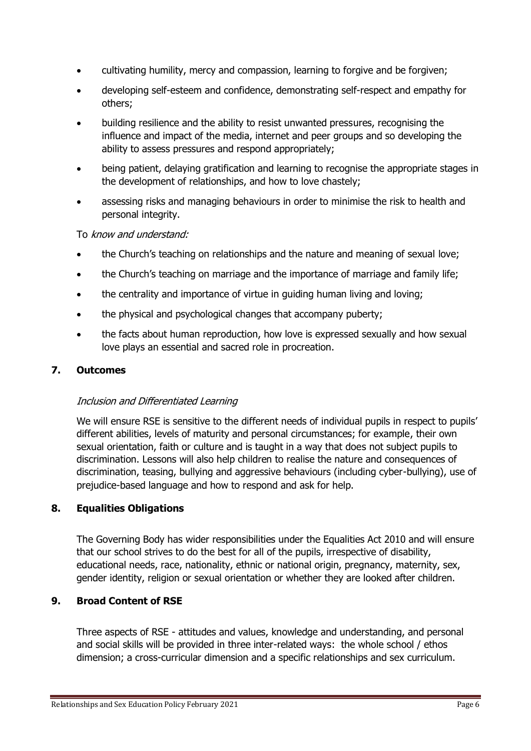- cultivating humility, mercy and compassion, learning to forgive and be forgiven;
- developing self-esteem and confidence, demonstrating self-respect and empathy for others;
- building resilience and the ability to resist unwanted pressures, recognising the influence and impact of the media, internet and peer groups and so developing the ability to assess pressures and respond appropriately;
- being patient, delaying gratification and learning to recognise the appropriate stages in the development of relationships, and how to love chastely;
- assessing risks and managing behaviours in order to minimise the risk to health and personal integrity.

To *know and understand:*

- the Church's teaching on relationships and the nature and meaning of sexual love;
- the Church's teaching on marriage and the importance of marriage and family life;
- the centrality and importance of virtue in guiding human living and loving;
- the physical and psychological changes that accompany puberty;
- the facts about human reproduction, how love is expressed sexually and how sexual love plays an essential and sacred role in procreation.

## 7. Outcomes

*Inclusion and Differentiated Learning*

We will ensure RSE is sensitive to the different needs of individual pupils in respect to pupils' different abilities, levels of maturity and personal circumstances; for example, their own sexual orientation, faith or culture and is taught in a way that does not subject pupils to discrimination. Lessons will also help children to realise the nature and consequences of discrimination, teasing, bullying and aggressive behaviours (including cyber-bullying), use of prejudice-based language and how to respond and ask for help.

## 8. Equalities Obligations

The Governing Body has wider responsibilities under the Equalities Act 2010 and will ensure that our school strives to do the best for all of the pupils, irrespective of disability, educational needs, race, nationality, ethnic or national origin, pregnancy, maternity, sex, gender identity, religion or sexual orientation or whether they are looked after children.

## 9. Broad Content of RSE

Three aspects of RSE - attitudes and values, knowledge and understanding, and personal and social skills will be provided in three inter-related ways: the whole school / ethos dimension; a cross-curricular dimension and a specific relationships and sex curriculum.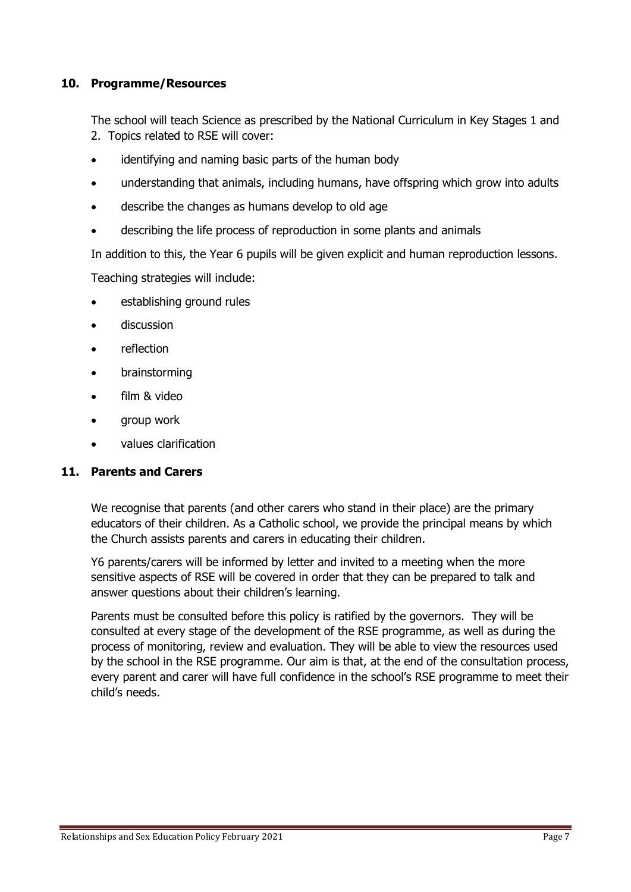## 10. Programme/Resources

The school will teach Science as prescribed by the National Curriculum in Key Stages 1 and 2. Topics related to RSE will cover:

- identifying and naming basic parts of the human body
- understanding that animals, including humans, have offspring which grow into adults
- describe the changes as humans develop to old age
- describing the life process of reproduction in some plants and animals

In addition to this, the Year 6 pupils will be given explicit and human reproduction lessons.

Teaching strategies will include:

- establishing ground rules
- discussion
- reflection
- brainstorming
- film & video
- group work
- values clarification

## 11. Parents and Carers

We recognise that parents (and other carers who stand in their place) are the primary educators of their children. As a Catholic school, we provide the principal means by which the Church assists parents and carers in educating their children.

Y6 parents/carers will be informed by letter and invited to a meeting when the more sensitive aspects of RSE will be covered in order that they can be prepared to talk and answer questions about their children's learning.

Parents must be consulted before this policy is ratified by the governors. They will be consulted at every stage of the development of the RSE programme, as well as during the process of monitoring, review and evaluation. They will be able to view the resources used by the school in the RSE programme. Our aim is that, at the end of the consultation process, every parent and carer will have full confidence in the school's RSE programme to meet their child's needs.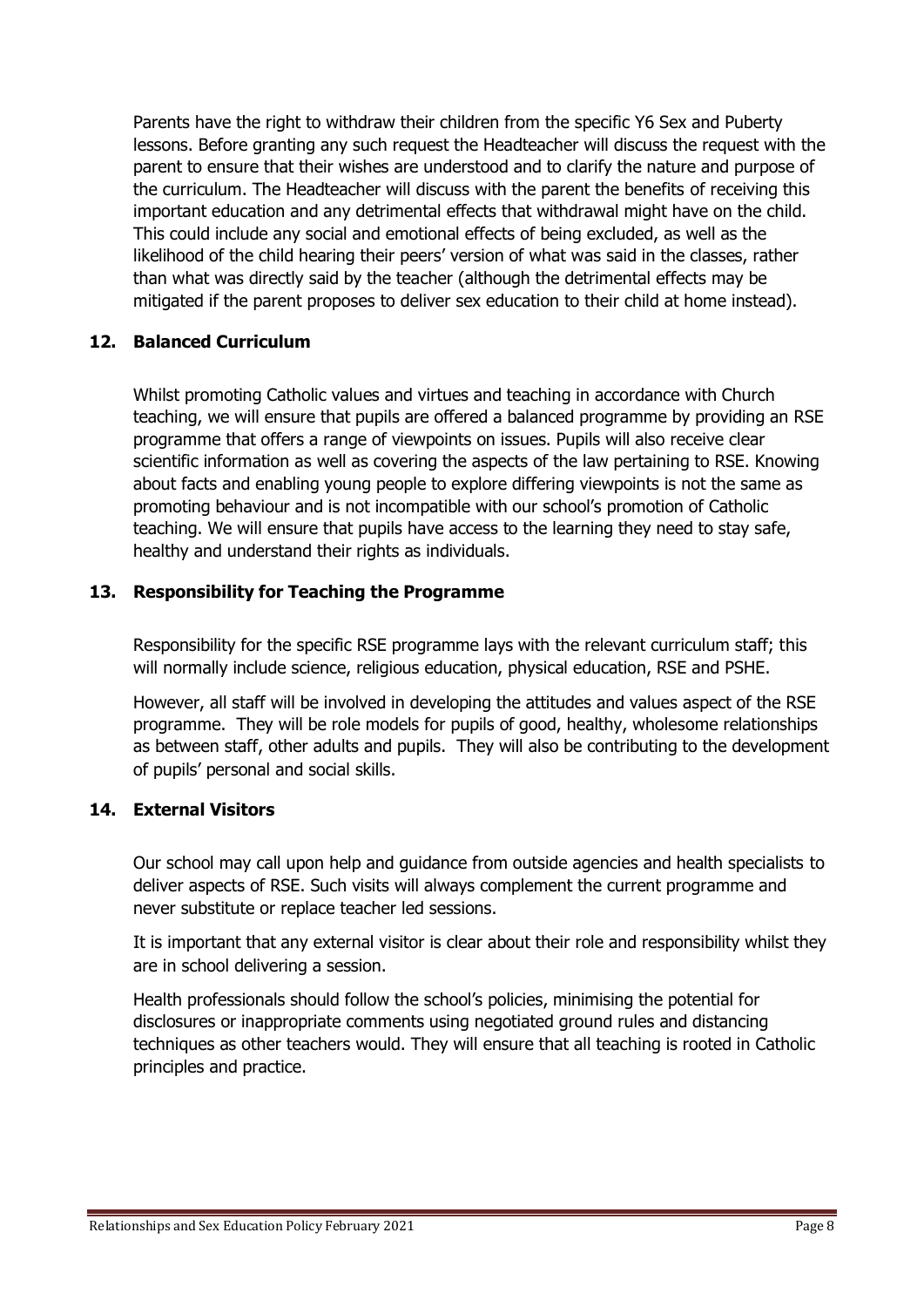Parents have the right to withdraw their children from the specific Y6 Sex and Puberty lessons. Before granting any such request the Headteacher will discuss the request with the parent to ensure that their wishes are understood and to clarify the nature and purpose of the curriculum. The Headteacher will discuss with the parent the benefits of receiving this important education and any detrimental effects that withdrawal might have on the child. This could include any social and emotional effects of being excluded, as well as the likelihood of the child hearing their peers' version of what was said in the classes, rather than what was directly said by the teacher (although the detrimental effects may be mitigated if the parent proposes to deliver sex education to their child at home instead).

## 12. Balanced Curriculum

Whilst promoting Catholic values and virtues and teaching in accordance with Church teaching, we will ensure that pupils are offered a balanced programme by providing an RSE programme that offers a range of viewpoints on issues. Pupils will also receive clear scientific information as well as covering the aspects of the law pertaining to RSE. Knowing about facts and enabling young people to explore differing viewpoints is not the same as promoting behaviour and is not incompatible with our school's promotion of Catholic teaching. We will ensure that pupils have access to the learning they need to stay safe, healthy and understand their rights as individuals.

## 13. Responsibility for Teaching the Programme

Responsibility for the specific RSE programme lays with the relevant curriculum staff; this will normally include science, religious education, physical education, RSE and PSHE.

However, all staff will be involved in developing the attitudes and values aspect of the RSE programme. They will be role models for pupils of good, healthy, wholesome relationships as between staff, other adults and pupils. They will also be contributing to the development of pupils' personal and social skills.

## 14. External Visitors

Our school may call upon help and guidance from outside agencies and health specialists to deliver aspects of RSE. Such visits will always complement the current programme and never substitute or replace teacher led sessions.

It is important that any external visitor is clear about their role and responsibility whilst they are in school delivering a session.

Health professionals should follow the school's policies, minimising the potential for disclosures or inappropriate comments using negotiated ground rules and distancing techniques as other teachers would. They will ensure that all teaching is rooted in Catholic principles and practice.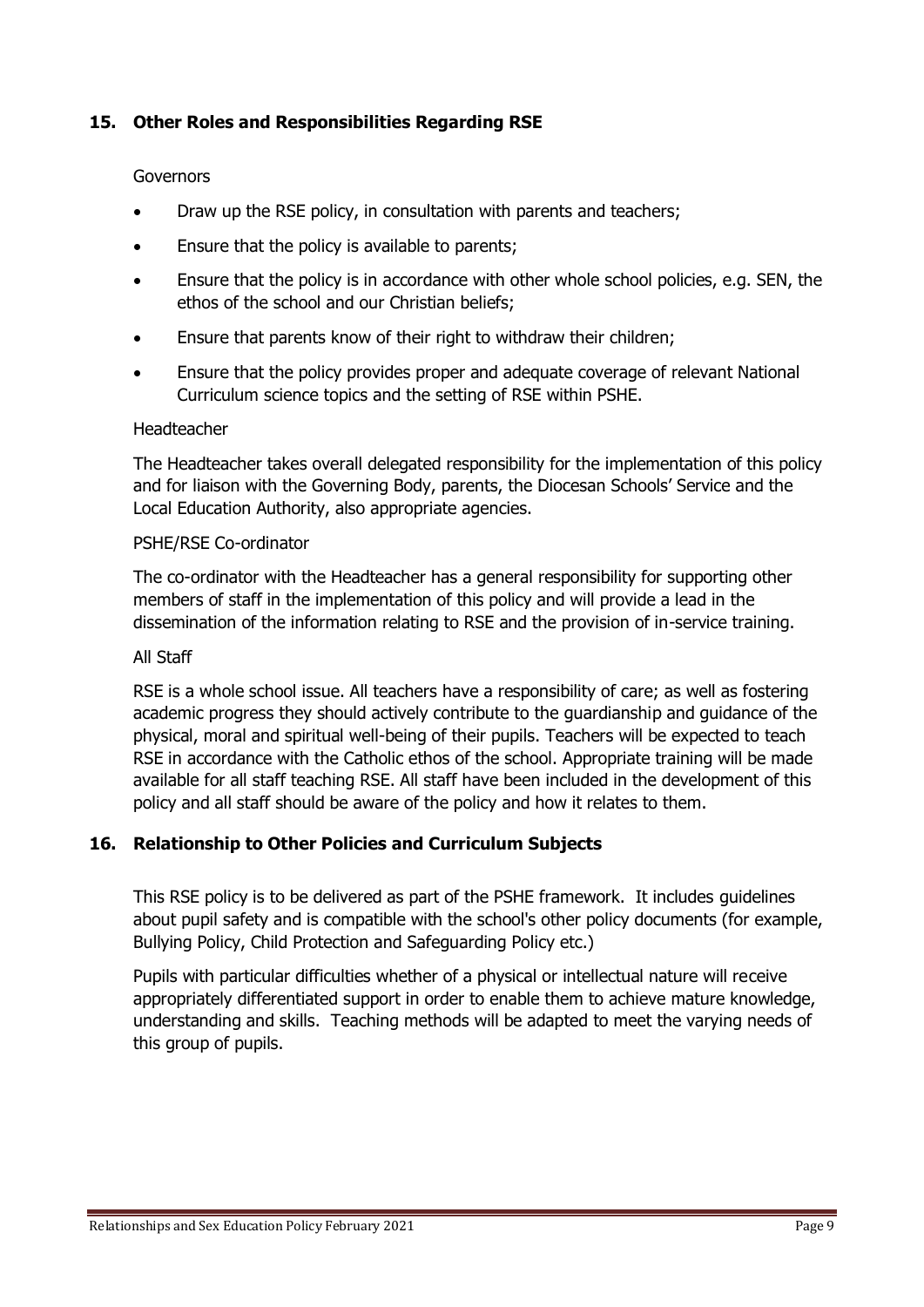## 15. Other Roles and Responsibilities Regarding RSE

Governors

- Draw up the RSE policy, in consultation with parents and teachers;
- Ensure that the policy is available to parents;
- Ensure that the policy is in accordance with other whole school policies, e.g. SEN, the ethos of the school and our Christian beliefs;
- Ensure that parents know of their right to withdraw their children;
- Ensure that the policy provides proper and adequate coverage of relevant National Curriculum science topics and the setting of RSE within PSHE.

Headteacher

The Headteacher takes overall delegated responsibility for the implementation of this policy and for liaison with the Governing Body, parents, the Diocesan Schools' Service and the Local Education Authority, also appropriate agencies.

PSHE/RSE Co-ordinator

The co-ordinator with the Headteacher has a general responsibility for supporting other members of staff in the implementation of this policy and will provide a lead in the dissemination of the information relating to RSE and the provision of in-service training.

All Staff

RSE is a whole school issue. All teachers have a responsibility of care; as well as fostering academic progress they should actively contribute to the guardianship and guidance of the physical, moral and spiritual well-being of their pupils. Teachers will be expected to teach RSE in accordance with the Catholic ethos of the school. Appropriate training will be made available for all staff teaching RSE. All staff have been included in the development of this policy and all staff should be aware of the policy and how it relates to them.

## 16. Relationship to Other Policies and Curriculum Subjects

This RSE policy is to be delivered as part of the PSHE framework. It includes guidelines about pupil safety and is compatible with the school's other policy documents (for example, Bullying Policy, Child Protection and Safeguarding Policy etc.)

Pupils with particular difficulties whether of a physical or intellectual nature will receive appropriately differentiated support in order to enable them to achieve mature knowledge, understanding and skills. Teaching methods will be adapted to meet the varying needs of this group of pupils.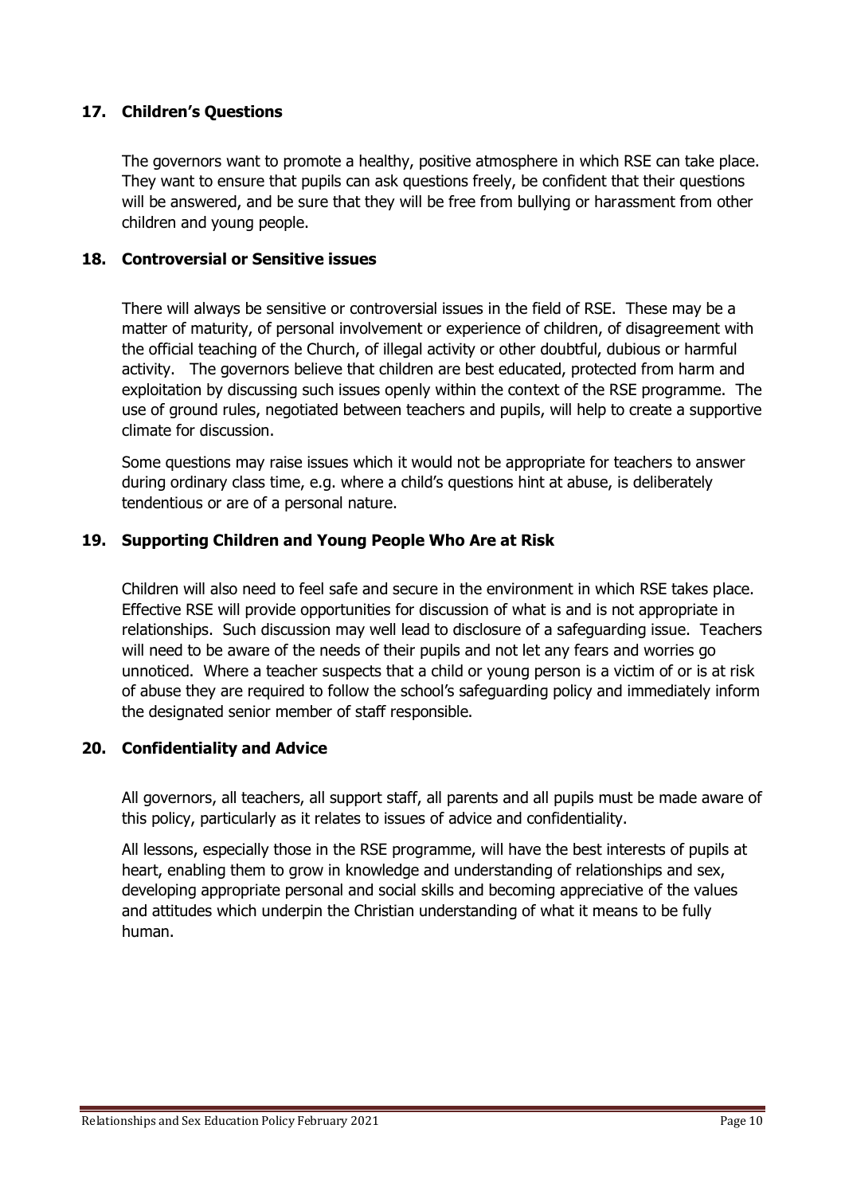## 17. Children's Questions

The governors want to promote a healthy, positive atmosphere in which RSE can take place. They want to ensure that pupils can ask questions freely, be confident that their questions will be answered, and be sure that they will be free from bullying or harassment from other children and young people.

## 18. Controversial or Sensitive issues

There will always be sensitive or controversial issues in the field of RSE. These may be a matter of maturity, of personal involvement or experience of children, of disagreement with the official teaching of the Church, of illegal activity or other doubtful, dubious or harmful activity. The governors believe that children are best educated, protected from harm and exploitation by discussing such issues openly within the context of the RSE programme. The use of ground rules, negotiated between teachers and pupils, will help to create a supportive climate for discussion.

Some questions may raise issues which it would not be appropriate for teachers to answer during ordinary class time, e.g. where a child's questions hint at abuse, is deliberately tendentious or are of a personal nature.

## 19. Supporting Children and Young People Who Are at Risk

Children will also need to feel safe and secure in the environment in which RSE takes place. Effective RSE will provide opportunities for discussion of what is and is not appropriate in relationships. Such discussion may well lead to disclosure of a safeguarding issue. Teachers will need to be aware of the needs of their pupils and not let any fears and worries go unnoticed. Where a teacher suspects that a child or young person is a victim of or is at risk of abuse they are required to follow the school's safeguarding policy and immediately inform the designated senior member of staff responsible.

## 20. Confidentiality and Advice

All governors, all teachers, all support staff, all parents and all pupils must be made aware of this policy, particularly as it relates to issues of advice and confidentiality.

All lessons, especially those in the RSE programme, will have the best interests of pupils at heart, enabling them to grow in knowledge and understanding of relationships and sex, developing appropriate personal and social skills and becoming appreciative of the values and attitudes which underpin the Christian understanding of what it means to be fully human.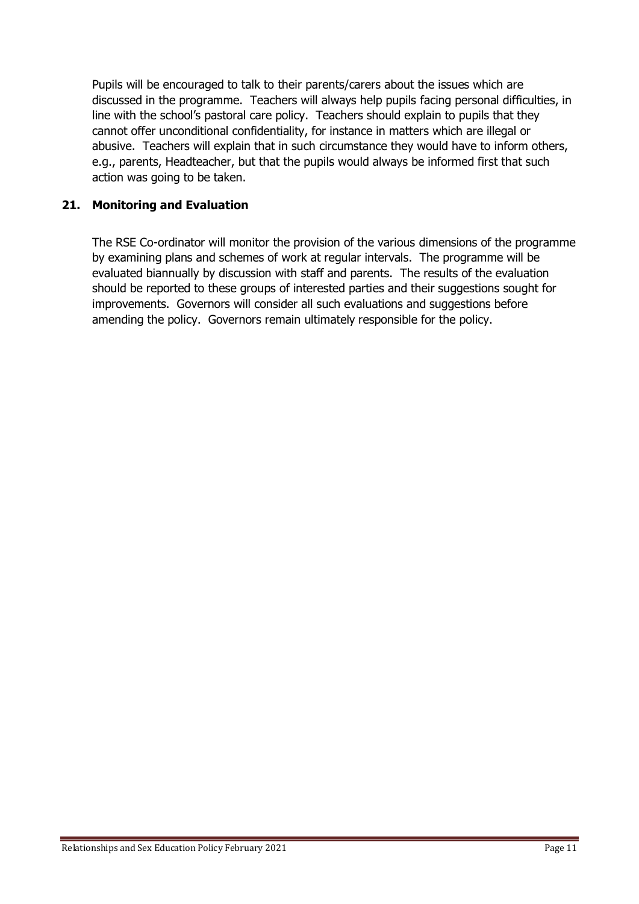Pupils will be encouraged to talk to their parents/carers about the issues which are discussed in the programme. Teachers will always help pupils facing personal difficulties, in line with the school's pastoral care policy. Teachers should explain to pupils that they cannot offer unconditional confidentiality, for instance in matters which are illegal or abusive. Teachers will explain that in such circumstance they would have to inform others, e.g., parents, Headteacher, but that the pupils would always be informed first that such action was going to be taken.

## 21. Monitoring and Evaluation

The RSE Co-ordinator will monitor the provision of the various dimensions of the programme by examining plans and schemes of work at regular intervals. The programme will be evaluated biannually by discussion with staff and parents. The results of the evaluation should be reported to these groups of interested parties and their suggestions sought for improvements. Governors will consider all such evaluations and suggestions before amending the policy. Governors remain ultimately responsible for the policy.